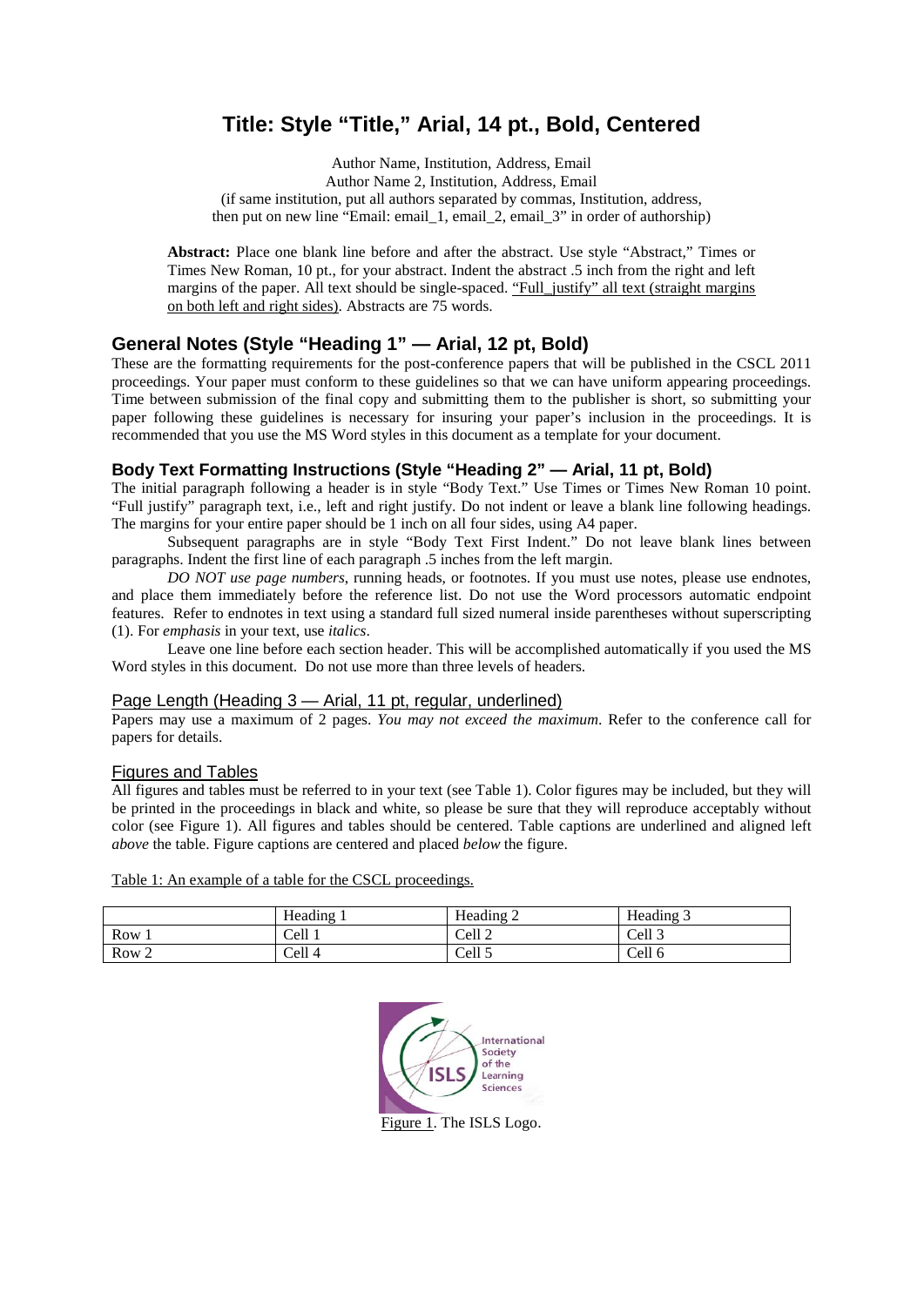# Title: Style "Title," Arial, 14 pt., Bold, Centered

Author Name, Institution, Address, Email
Author Name 2, Institution, Address, Email
(if same institution, put all authors separated by commas, Institution, address,
then put on new line "Email: email_1, email_2, email_3" in order of authorship)

**Abstract:** Place one blank line before and after the abstract. Use style "Abstract," Times or Times New Roman, 10 pt., for your abstract. Indent the abstract .5 inch from the right and left margins of the paper. All text should be single-spaced. "Full_justify" all text (straight margins on both left and right sides). Abstracts are 75 words.

## General Notes (Style "Heading 1" — Arial, 12 pt, Bold)

These are the formatting requirements for the post-conference papers that will be published in the CSCL 2011 proceedings. Your paper must conform to these guidelines so that we can have uniform appearing proceedings. Time between submission of the final copy and submitting them to the publisher is short, so submitting your paper following these guidelines is necessary for insuring your paper's inclusion in the proceedings. It is recommended that you use the MS Word styles in this document as a template for your document.

### Body Text Formatting Instructions (Style "Heading 2" — Arial, 11 pt, Bold)

The initial paragraph following a header is in style "Body Text." Use Times or Times New Roman 10 point. "Full justify" paragraph text, i.e., left and right justify. Do not indent or leave a blank line following headings. The margins for your entire paper should be 1 inch on all four sides, using A4 paper.

Subsequent paragraphs are in style "Body Text First Indent." Do not leave blank lines between paragraphs. Indent the first line of each paragraph .5 inches from the left margin.

*DO NOT use page numbers*, running heads, or footnotes. If you must use notes, please use endnotes, and place them immediately before the reference list. Do not use the Word processors automatic endpoint features. Refer to endnotes in text using a standard full sized numeral inside parentheses without superscripting (1). For *emphasis* in your text, use *italics*.

Leave one line before each section header. This will be accomplished automatically if you used the MS Word styles in this document. Do not use more than three levels of headers.

#### Page Length (Heading 3 — Arial, 11 pt, regular, underlined)

Papers may use a maximum of 2 pages. *You may not exceed the maximum*. Refer to the conference call for papers for details.

#### Figures and Tables

All figures and tables must be referred to in your text (see Table 1). Color figures may be included, but they will be printed in the proceedings in black and white, so please be sure that they will reproduce acceptably without color (see Figure 1). All figures and tables should be centered. Table captions are underlined and aligned left *above* the table. Figure captions are centered and placed *below* the figure.

Table 1: An example of a table for the CSCL proceedings.

| | Heading 1 | Heading 2 | Heading 3 |
|---|---|---|---|
| Row 1 | Cell 1 | Cell 2 | Cell 3 |
| Row 2 | Cell 4 | Cell 5 | Cell 6 |

Figure 1. The ISLS Logo.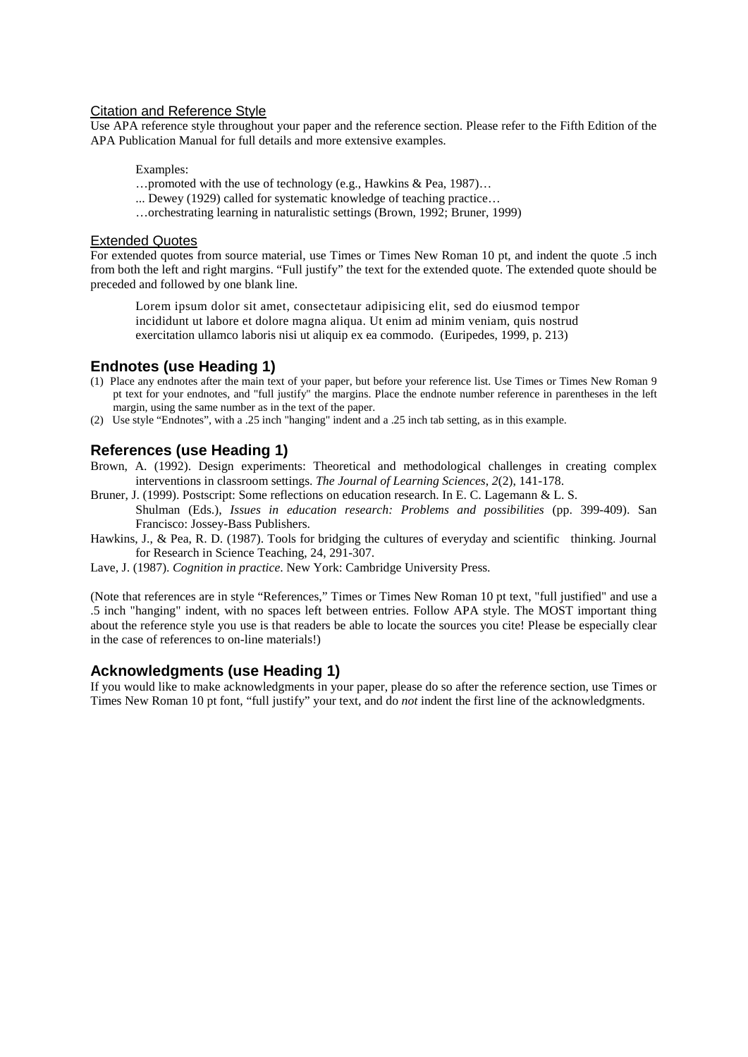### Citation and Reference Style

Use APA reference style throughout your paper and the reference section. Please refer to the Fifth Edition of the APA Publication Manual for full details and more extensive examples.

> Examples:
>
> …promoted with the use of technology (e.g., Hawkins & Pea, 1987)…
>
> ... Dewey (1929) called for systematic knowledge of teaching practice…
>
> …orchestrating learning in naturalistic settings (Brown, 1992; Bruner, 1999)

### Extended Quotes

For extended quotes from source material, use Times or Times New Roman 10 pt, and indent the quote .5 inch from both the left and right margins. "Full justify" the text for the extended quote. The extended quote should be preceded and followed by one blank line.

> Lorem ipsum dolor sit amet, consectetaur adipisicing elit, sed do eiusmod tempor incididunt ut labore et dolore magna aliqua. Ut enim ad minim veniam, quis nostrud exercitation ullamco laboris nisi ut aliquip ex ea commodo. (Euripedes, 1999, p. 213)

## Endnotes (use Heading 1)

(1) Place any endnotes after the main text of your paper, but before your reference list. Use Times or Times New Roman 9 pt text for your endnotes, and "full justify" the margins. Place the endnote number reference in parentheses in the left margin, using the same number as in the text of the paper.

(2) Use style "Endnotes", with a .25 inch "hanging" indent and a .25 inch tab setting, as in this example.

## References (use Heading 1)

Brown, A. (1992). Design experiments: Theoretical and methodological challenges in creating complex interventions in classroom settings. *The Journal of Learning Sciences*, *2*(2), 141-178.

Bruner, J. (1999). Postscript: Some reflections on education research. In E. C. Lagemann & L. S. Shulman (Eds.), *Issues in education research: Problems and possibilities* (pp. 399-409). San Francisco: Jossey-Bass Publishers.

Hawkins, J., & Pea, R. D. (1987). Tools for bridging the cultures of everyday and scientific thinking. Journal for Research in Science Teaching, 24, 291-307.

Lave, J. (1987). *Cognition in practice*. New York: Cambridge University Press.

(Note that references are in style "References," Times or Times New Roman 10 pt text, "full justified" and use a .5 inch "hanging" indent, with no spaces left between entries. Follow APA style. The MOST important thing about the reference style you use is that readers be able to locate the sources you cite! Please be especially clear in the case of references to on-line materials!)

## Acknowledgments (use Heading 1)

If you would like to make acknowledgments in your paper, please do so after the reference section, use Times or Times New Roman 10 pt font, "full justify" your text, and do *not* indent the first line of the acknowledgments.